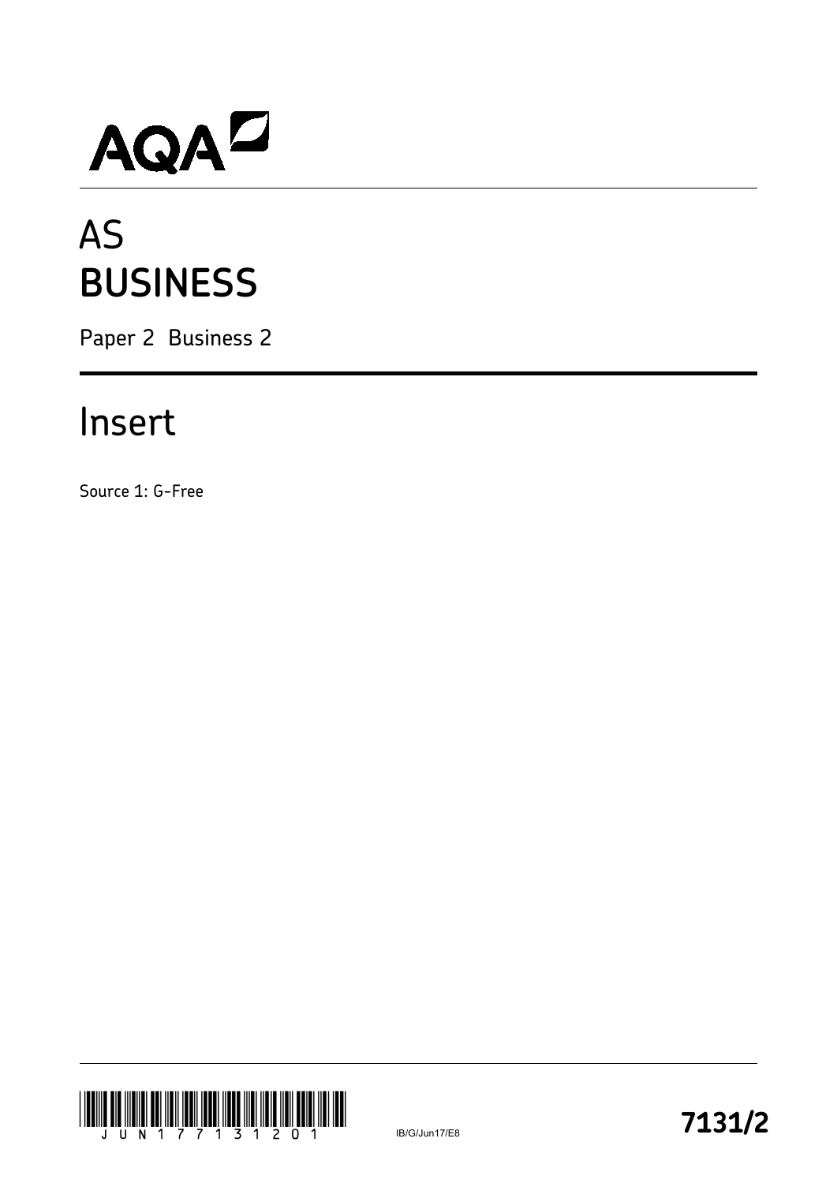AQA

# AS BUSINESS

Paper 2 Business 2

## Insert

Source 1: G-Free

IB/G/Jun17/E8

**7131/2**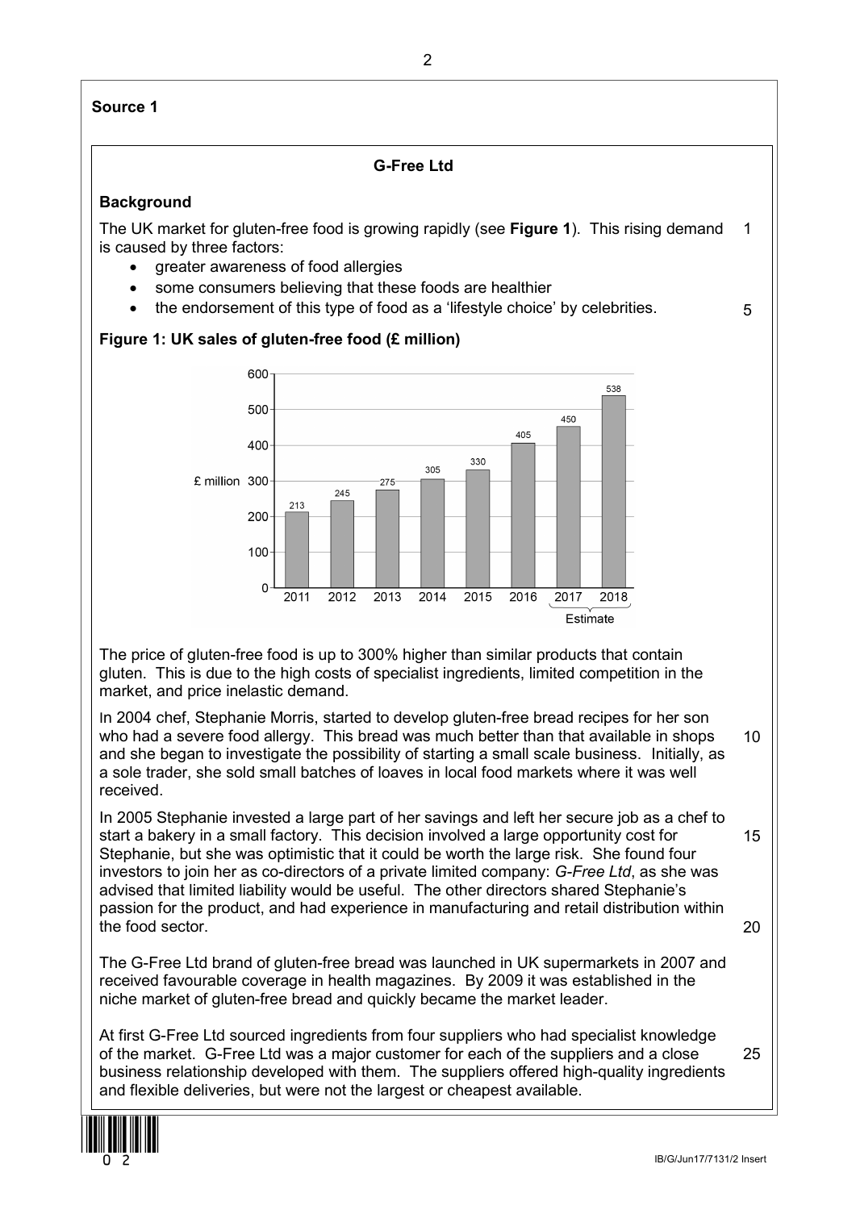**Source 1**

## G-Free Ltd

### Background

The UK market for gluten-free food is growing rapidly (see **Figure 1**). This rising demand is caused by three factors:

- greater awareness of food allergies
- some consumers believing that these foods are healthier
- the endorsement of this type of food as a 'lifestyle choice' by celebrities.

**Figure 1: UK sales of gluten-free food (£ million)**

| Year | £ million |
|---|---|
| 2011 | 213 |
| 2012 | 245 |
| 2013 | 275 |
| 2014 | 305 |
| 2015 | 330 |
| 2016 | 405 |
| 2017 (Estimate) | 450 |
| 2018 (Estimate) | 538 |

The price of gluten-free food is up to 300% higher than similar products that contain gluten. This is due to the high costs of specialist ingredients, limited competition in the market, and price inelastic demand.

In 2004 chef, Stephanie Morris, started to develop gluten-free bread recipes for her son who had a severe food allergy. This bread was much better than that available in shops and she began to investigate the possibility of starting a small scale business. Initially, as a sole trader, she sold small batches of loaves in local food markets where it was well received.

In 2005 Stephanie invested a large part of her savings and left her secure job as a chef to start a bakery in a small factory. This decision involved a large opportunity cost for Stephanie, but she was optimistic that it could be worth the large risk. She found four investors to join her as co-directors of a private limited company: *G-Free Ltd*, as she was advised that limited liability would be useful. The other directors shared Stephanie's passion for the product, and had experience in manufacturing and retail distribution within the food sector.

The G-Free Ltd brand of gluten-free bread was launched in UK supermarkets in 2007 and received favourable coverage in health magazines. By 2009 it was established in the niche market of gluten-free bread and quickly became the market leader.

At first G-Free Ltd sourced ingredients from four suppliers who had specialist knowledge of the market. G-Free Ltd was a major customer for each of the suppliers and a close business relationship developed with them. The suppliers offered high-quality ingredients and flexible deliveries, but were not the largest or cheapest available.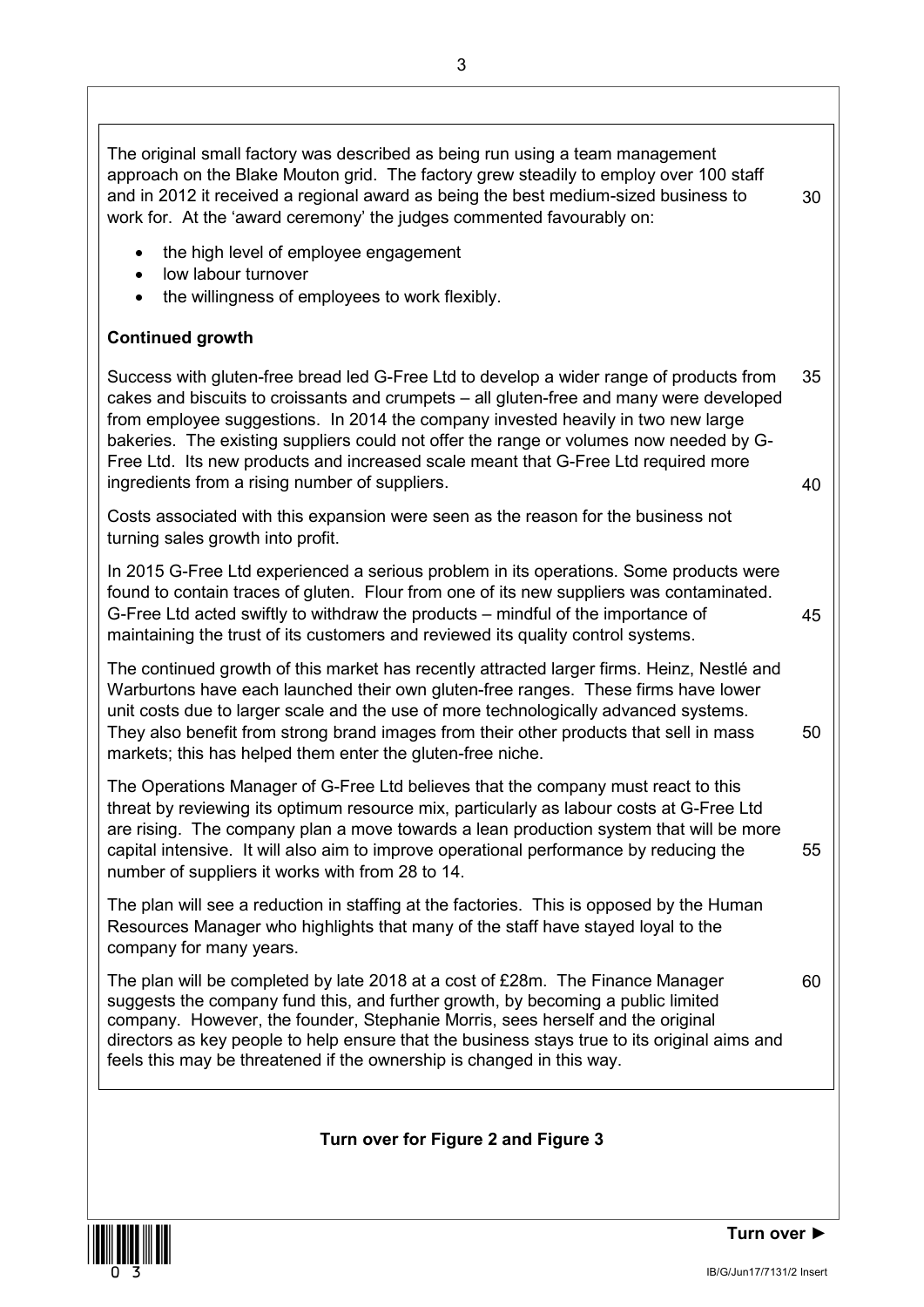The original small factory was described as being run using a team management approach on the Blake Mouton grid. The factory grew steadily to employ over 100 staff and in 2012 it received a regional award as being the best medium-sized business to work for. At the 'award ceremony' the judges commented favourably on:

- the high level of employee engagement
- low labour turnover
- the willingness of employees to work flexibly.

**Continued growth**

Success with gluten-free bread led G-Free Ltd to develop a wider range of products from cakes and biscuits to croissants and crumpets – all gluten-free and many were developed from employee suggestions. In 2014 the company invested heavily in two new large bakeries. The existing suppliers could not offer the range or volumes now needed by G-Free Ltd. Its new products and increased scale meant that G-Free Ltd required more ingredients from a rising number of suppliers.

Costs associated with this expansion were seen as the reason for the business not turning sales growth into profit.

In 2015 G-Free Ltd experienced a serious problem in its operations. Some products were found to contain traces of gluten. Flour from one of its new suppliers was contaminated. G-Free Ltd acted swiftly to withdraw the products – mindful of the importance of maintaining the trust of its customers and reviewed its quality control systems.

The continued growth of this market has recently attracted larger firms. Heinz, Nestlé and Warburtons have each launched their own gluten-free ranges. These firms have lower unit costs due to larger scale and the use of more technologically advanced systems. They also benefit from strong brand images from their other products that sell in mass markets; this has helped them enter the gluten-free niche.

The Operations Manager of G-Free Ltd believes that the company must react to this threat by reviewing its optimum resource mix, particularly as labour costs at G-Free Ltd are rising. The company plan a move towards a lean production system that will be more capital intensive. It will also aim to improve operational performance by reducing the number of suppliers it works with from 28 to 14.

The plan will see a reduction in staffing at the factories. This is opposed by the Human Resources Manager who highlights that many of the staff have stayed loyal to the company for many years.

The plan will be completed by late 2018 at a cost of £28m. The Finance Manager suggests the company fund this, and further growth, by becoming a public limited company. However, the founder, Stephanie Morris, sees herself and the original directors as key people to help ensure that the business stays true to its original aims and feels this may be threatened if the ownership is changed in this way.

**Turn over for Figure 2 and Figure 3**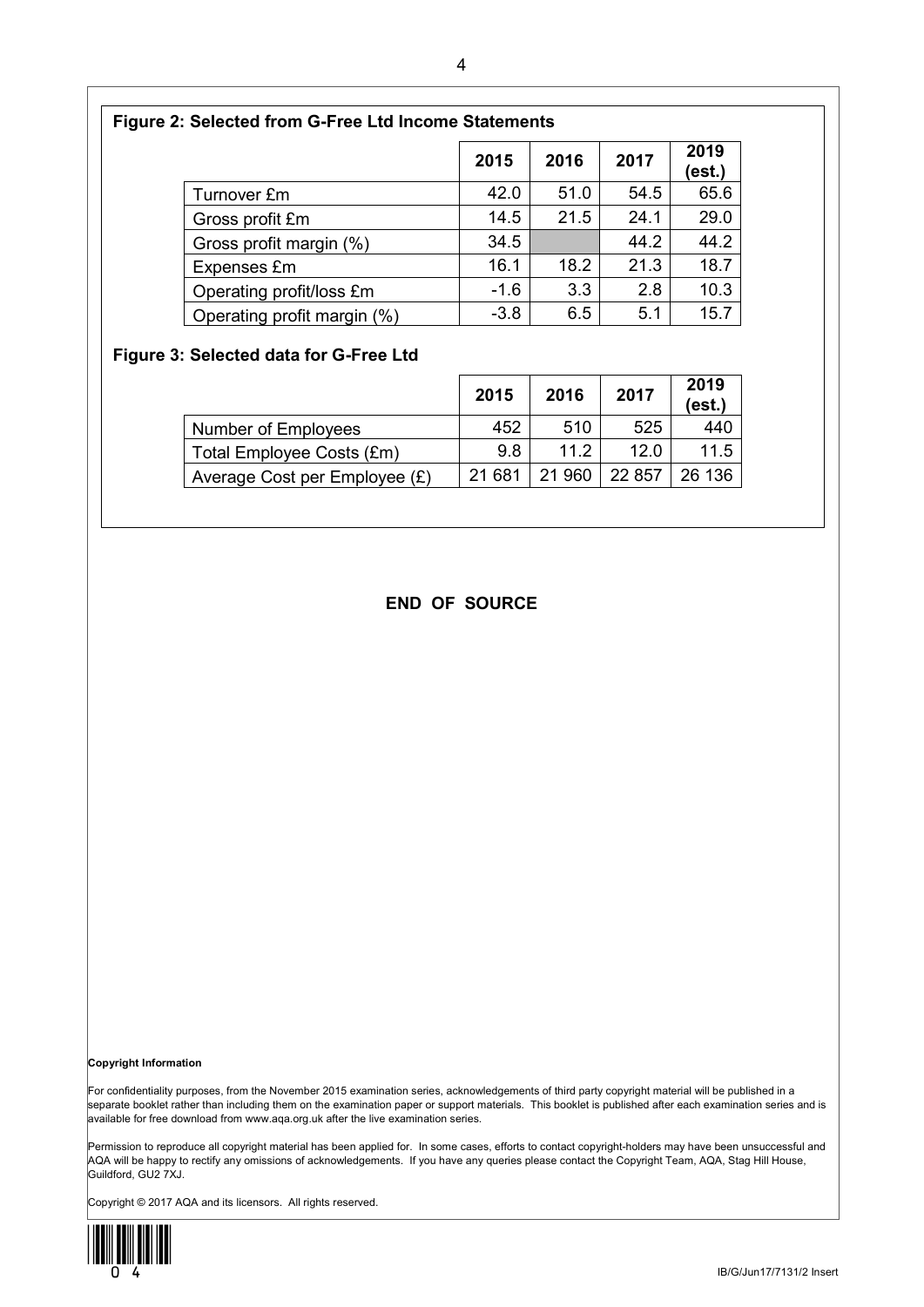**Figure 2: Selected from G-Free Ltd Income Statements**

| | 2015 | 2016 | 2017 | 2019 (est.) |
|---|---|---|---|---|
| Turnover £m | 42.0 | 51.0 | 54.5 | 65.6 |
| Gross profit £m | 14.5 | 21.5 | 24.1 | 29.0 |
| Gross profit margin (%) | 34.5 | | 44.2 | 44.2 |
| Expenses £m | 16.1 | 18.2 | 21.3 | 18.7 |
| Operating profit/loss £m | -1.6 | 3.3 | 2.8 | 10.3 |
| Operating profit margin (%) | -3.8 | 6.5 | 5.1 | 15.7 |

**Figure 3: Selected data for G-Free Ltd**

| | 2015 | 2016 | 2017 | 2019 (est.) |
|---|---|---|---|---|
| Number of Employees | 452 | 510 | 525 | 440 |
| Total Employee Costs (£m) | 9.8 | 11.2 | 12.0 | 11.5 |
| Average Cost per Employee (£) | 21 681 | 21 960 | 22 857 | 26 136 |

**END OF SOURCE**

**Copyright Information**

For confidentiality purposes, from the November 2015 examination series, acknowledgements of third party copyright material will be published in a separate booklet rather than including them on the examination paper or support materials. This booklet is published after each examination series and is available for free download from www.aqa.org.uk after the live examination series.

Permission to reproduce all copyright material has been applied for. In some cases, efforts to contact copyright-holders may have been unsuccessful and AQA will be happy to rectify any omissions of acknowledgements. If you have any queries please contact the Copyright Team, AQA, Stag Hill House, Guildford, GU2 7XJ.

Copyright © 2017 AQA and its licensors. All rights reserved.

IB/G/Jun17/7131/2 Insert